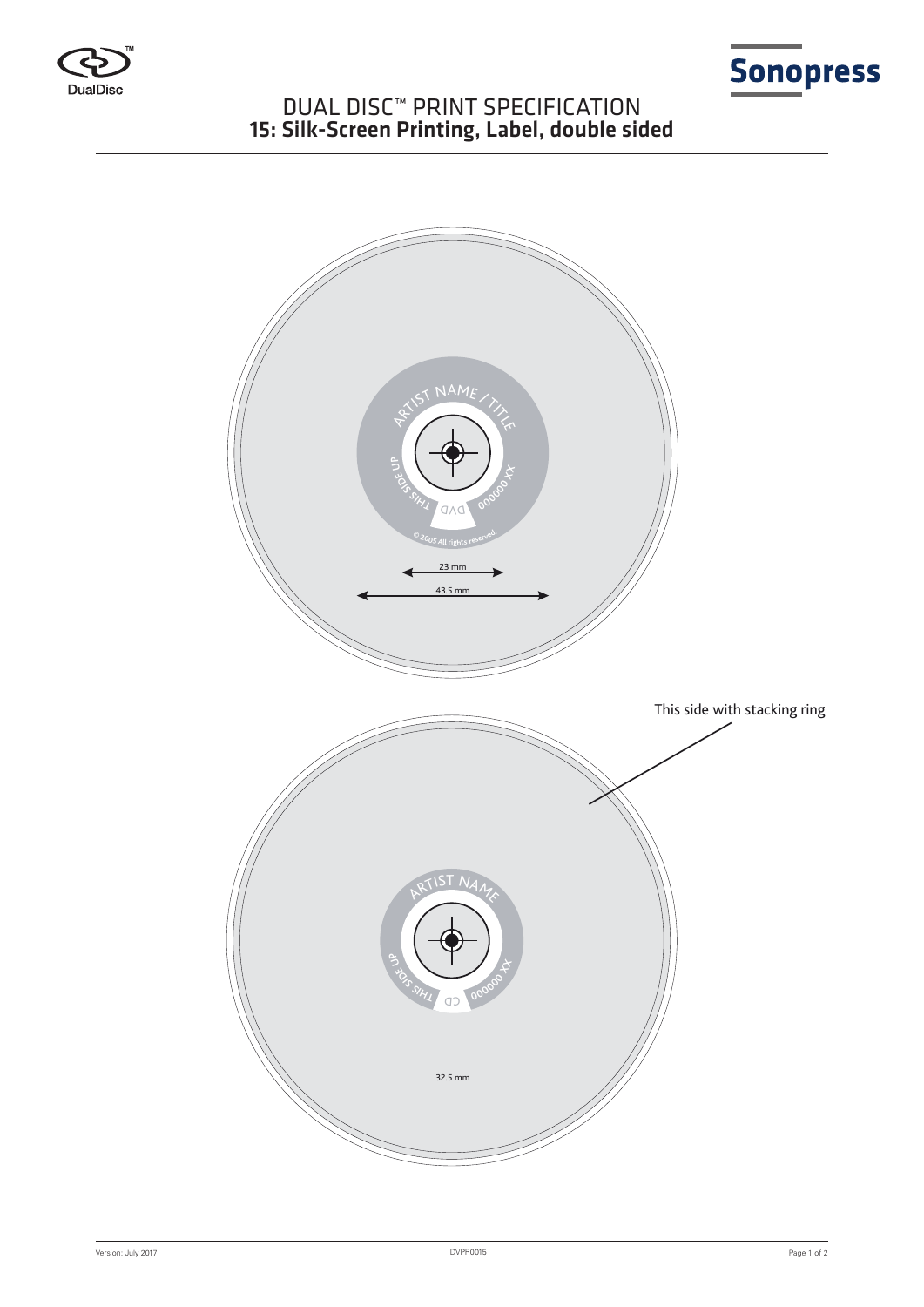# DUAL DISC™ PRINT SPECIFICATION
## 15: Silk-Screen Printing, Label, double sided

ARTIST NAME / TITLE

THIS SIDE UP

DVD

XX 000000

© 2005 All rights reserved

23 mm

43.5 mm

This side with stacking ring

ARTIST NAME

THIS SIDE UP

CD

XX 000000

32.5 mm

Version: July 2017

DVPR0015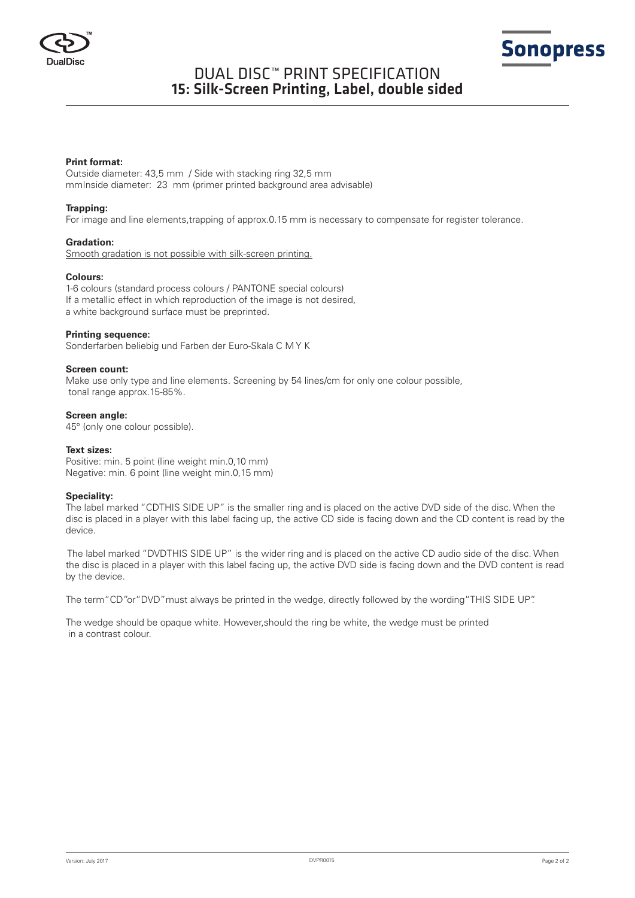# DUAL DISC™ PRINT SPECIFICATION

## 15: Silk-Screen Printing, Label, double sided

**Print format:**
Outside diameter: 43,5 mm / Side with stacking ring 32,5 mm
mmInside diameter: 23 mm (primer printed background area advisable)

**Trapping:**
For image and line elements,trapping of approx.0.15 mm is necessary to compensate for register tolerance.

**Gradation:**
Smooth gradation is not possible with silk-screen printing.

**Colours:**
1-6 colours (standard process colours / PANTONE special colours)
If a metallic effect in which reproduction of the image is not desired,
a white background surface must be preprinted.

**Printing sequence:**
Sonderfarben beliebig und Farben der Euro-Skala C M Y K

**Screen count:**
Make use only type and line elements. Screening by 54 lines/cm for only one colour possible,
tonal range approx.15-85%.

**Screen angle:**
45° (only one colour possible).

**Text sizes:**
Positive: min. 5 point (line weight min.0,10 mm)
Negative: min. 6 point (line weight min.0,15 mm)

**Speciality:**
The label marked "CDTHIS SIDE UP" is the smaller ring and is placed on the active DVD side of the disc. When the disc is placed in a player with this label facing up, the active CD side is facing down and the CD content is read by the device.

The label marked "DVDTHIS SIDE UP" is the wider ring and is placed on the active CD audio side of the disc. When the disc is placed in a player with this label facing up, the active DVD side is facing down and the DVD content is read by the device.

The term"CD"or"DVD"must always be printed in the wedge, directly followed by the wording"THIS SIDE UP".

The wedge should be opaque white. However,should the ring be white, the wedge must be printed in a contrast colour.

Version: July 2017 DVPR0015